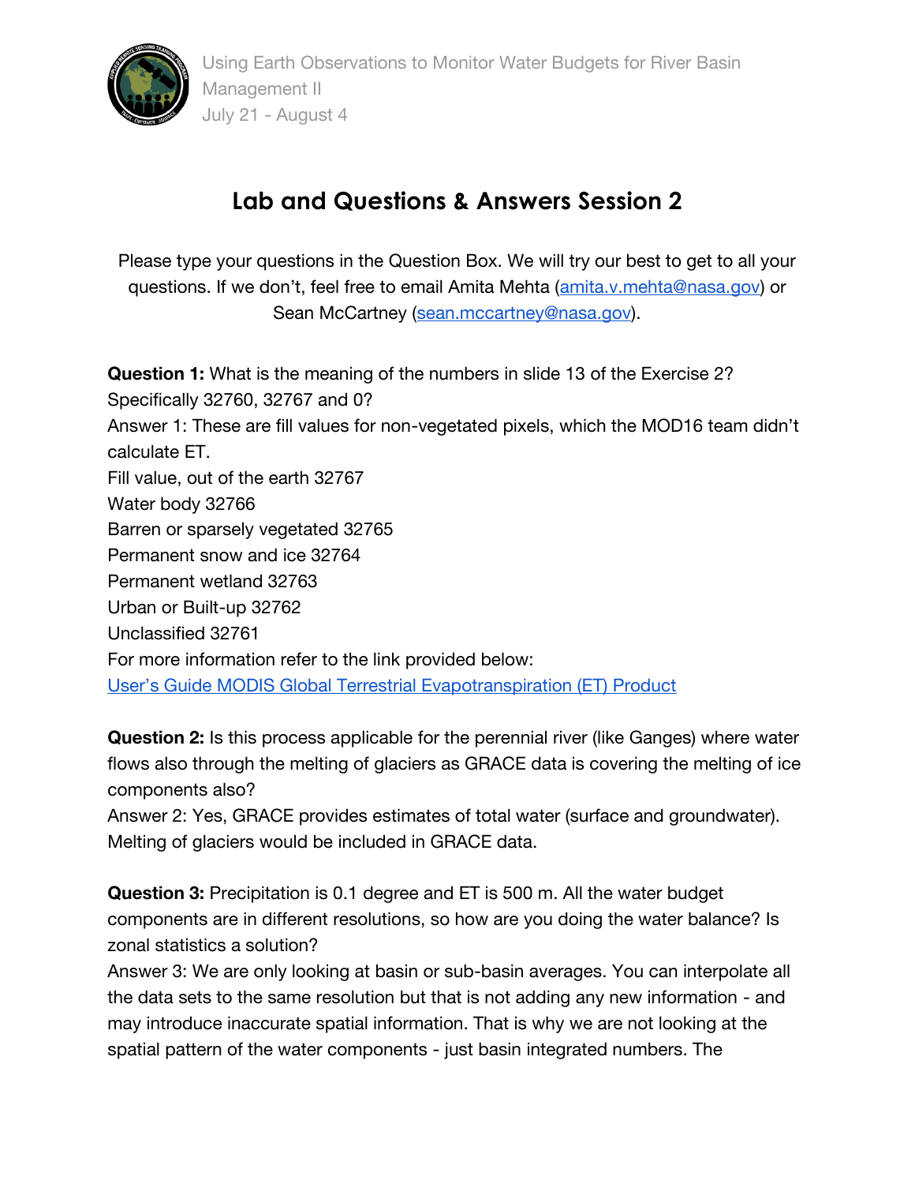Using Earth Observations to Monitor Water Budgets for River Basin Management II
July 21 - August 4

# Lab and Questions & Answers Session 2

Please type your questions in the Question Box. We will try our best to get to all your questions. If we don't, feel free to email Amita Mehta (amita.v.mehta@nasa.gov) or Sean McCartney (sean.mccartney@nasa.gov).

**Question 1:** What is the meaning of the numbers in slide 13 of the Exercise 2? Specifically 32760, 32767 and 0?

Answer 1: These are fill values for non-vegetated pixels, which the MOD16 team didn't calculate ET.
Fill value, out of the earth 32767
Water body 32766
Barren or sparsely vegetated 32765
Permanent snow and ice 32764
Permanent wetland 32763
Urban or Built-up 32762
Unclassified 32761
For more information refer to the link provided below:
User's Guide MODIS Global Terrestrial Evapotranspiration (ET) Product

**Question 2:** Is this process applicable for the perennial river (like Ganges) where water flows also through the melting of glaciers as GRACE data is covering the melting of ice components also?

Answer 2: Yes, GRACE provides estimates of total water (surface and groundwater). Melting of glaciers would be included in GRACE data.

**Question 3:** Precipitation is 0.1 degree and ET is 500 m. All the water budget components are in different resolutions, so how are you doing the water balance? Is zonal statistics a solution?

Answer 3: We are only looking at basin or sub-basin averages. You can interpolate all the data sets to the same resolution but that is not adding any new information - and may introduce inaccurate spatial information. That is why we are not looking at the spatial pattern of the water components - just basin integrated numbers. The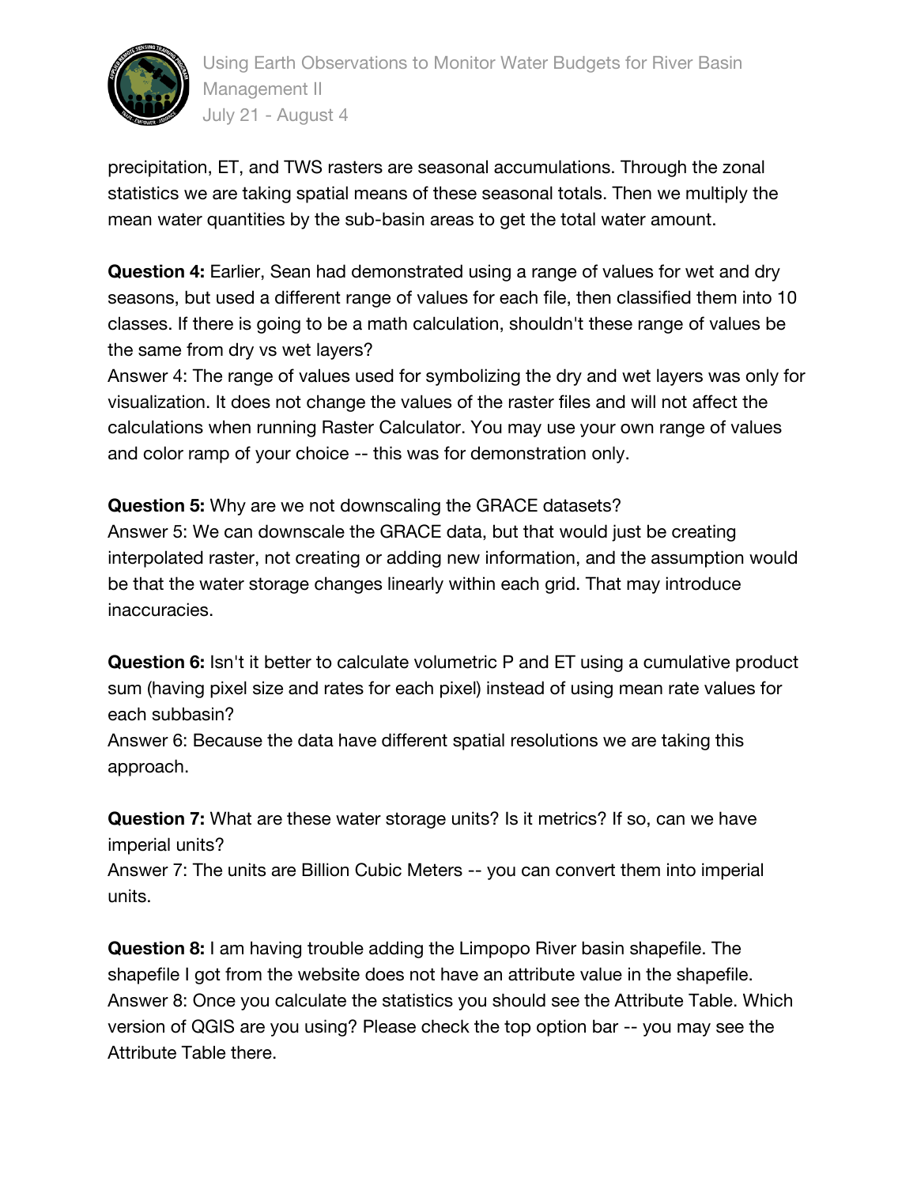precipitation, ET, and TWS rasters are seasonal accumulations. Through the zonal statistics we are taking spatial means of these seasonal totals. Then we multiply the mean water quantities by the sub-basin areas to get the total water amount.

**Question 4:** Earlier, Sean had demonstrated using a range of values for wet and dry seasons, but used a different range of values for each file, then classified them into 10 classes. If there is going to be a math calculation, shouldn't these range of values be the same from dry vs wet layers?
Answer 4: The range of values used for symbolizing the dry and wet layers was only for visualization. It does not change the values of the raster files and will not affect the calculations when running Raster Calculator. You may use your own range of values and color ramp of your choice -- this was for demonstration only.

**Question 5:** Why are we not downscaling the GRACE datasets?
Answer 5: We can downscale the GRACE data, but that would just be creating interpolated raster, not creating or adding new information, and the assumption would be that the water storage changes linearly within each grid. That may introduce inaccuracies.

**Question 6:** Isn't it better to calculate volumetric P and ET using a cumulative product sum (having pixel size and rates for each pixel) instead of using mean rate values for each subbasin?
Answer 6: Because the data have different spatial resolutions we are taking this approach.

**Question 7:** What are these water storage units? Is it metrics? If so, can we have imperial units?
Answer 7: The units are Billion Cubic Meters -- you can convert them into imperial units.

**Question 8:** I am having trouble adding the Limpopo River basin shapefile. The shapefile I got from the website does not have an attribute value in the shapefile.
Answer 8: Once you calculate the statistics you should see the Attribute Table. Which version of QGIS are you using? Please check the top option bar -- you may see the Attribute Table there.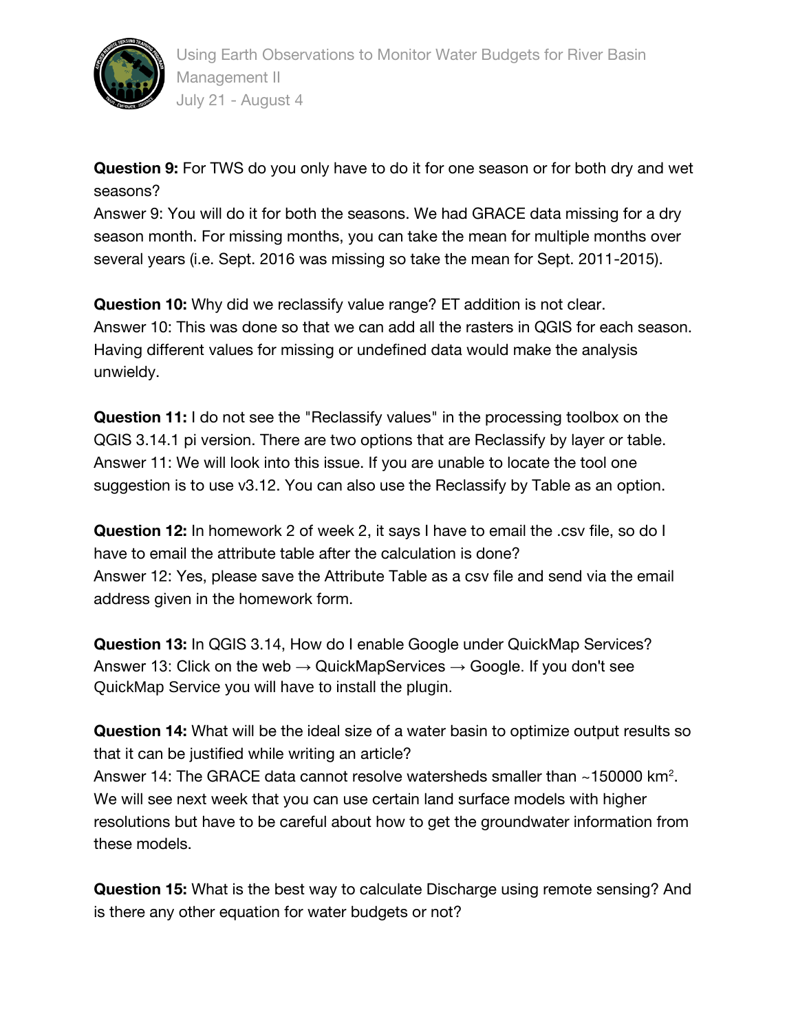**Question 9:** For TWS do you only have to do it for one season or for both dry and wet seasons?
Answer 9: You will do it for both the seasons. We had GRACE data missing for a dry season month. For missing months, you can take the mean for multiple months over several years (i.e. Sept. 2016 was missing so take the mean for Sept. 2011-2015).

**Question 10:** Why did we reclassify value range? ET addition is not clear.
Answer 10: This was done so that we can add all the rasters in QGIS for each season. Having different values for missing or undefined data would make the analysis unwieldy.

**Question 11:** I do not see the "Reclassify values" in the processing toolbox on the QGIS 3.14.1 pi version. There are two options that are Reclassify by layer or table.
Answer 11: We will look into this issue. If you are unable to locate the tool one suggestion is to use v3.12. You can also use the Reclassify by Table as an option.

**Question 12:** In homework 2 of week 2, it says I have to email the .csv file, so do I have to email the attribute table after the calculation is done?
Answer 12: Yes, please save the Attribute Table as a csv file and send via the email address given in the homework form.

**Question 13:** In QGIS 3.14, How do I enable Google under QuickMap Services?
Answer 13: Click on the web → QuickMapServices → Google. If you don't see QuickMap Service you will have to install the plugin.

**Question 14:** What will be the ideal size of a water basin to optimize output results so that it can be justified while writing an article?
Answer 14: The GRACE data cannot resolve watersheds smaller than ~150000 $km^2$. We will see next week that you can use certain land surface models with higher resolutions but have to be careful about how to get the groundwater information from these models.

**Question 15:** What is the best way to calculate Discharge using remote sensing? And is there any other equation for water budgets or not?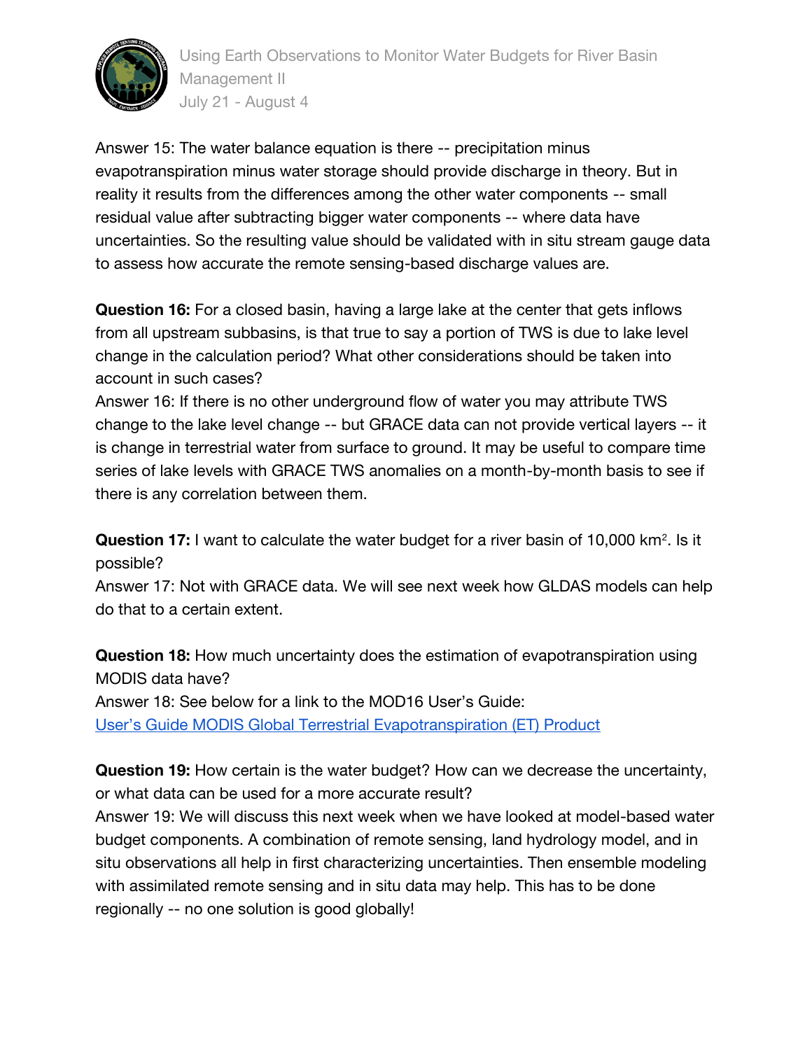Answer 15: The water balance equation is there -- precipitation minus evapotranspiration minus water storage should provide discharge in theory. But in reality it results from the differences among the other water components -- small residual value after subtracting bigger water components -- where data have uncertainties. So the resulting value should be validated with in situ stream gauge data to assess how accurate the remote sensing-based discharge values are.

**Question 16:** For a closed basin, having a large lake at the center that gets inflows from all upstream subbasins, is that true to say a portion of TWS is due to lake level change in the calculation period? What other considerations should be taken into account in such cases?
Answer 16: If there is no other underground flow of water you may attribute TWS change to the lake level change -- but GRACE data can not provide vertical layers -- it is change in terrestrial water from surface to ground. It may be useful to compare time series of lake levels with GRACE TWS anomalies on a month-by-month basis to see if there is any correlation between them.

**Question 17:** I want to calculate the water budget for a river basin of 10,000 $km^2$. Is it possible?
Answer 17: Not with GRACE data. We will see next week how GLDAS models can help do that to a certain extent.

**Question 18:** How much uncertainty does the estimation of evapotranspiration using MODIS data have?
Answer 18: See below for a link to the MOD16 User's Guide:
[User's Guide MODIS Global Terrestrial Evapotranspiration (ET) Product]

**Question 19:** How certain is the water budget? How can we decrease the uncertainty, or what data can be used for a more accurate result?
Answer 19: We will discuss this next week when we have looked at model-based water budget components. A combination of remote sensing, land hydrology model, and in situ observations all help in first characterizing uncertainties. Then ensemble modeling with assimilated remote sensing and in situ data may help. This has to be done regionally -- no one solution is good globally!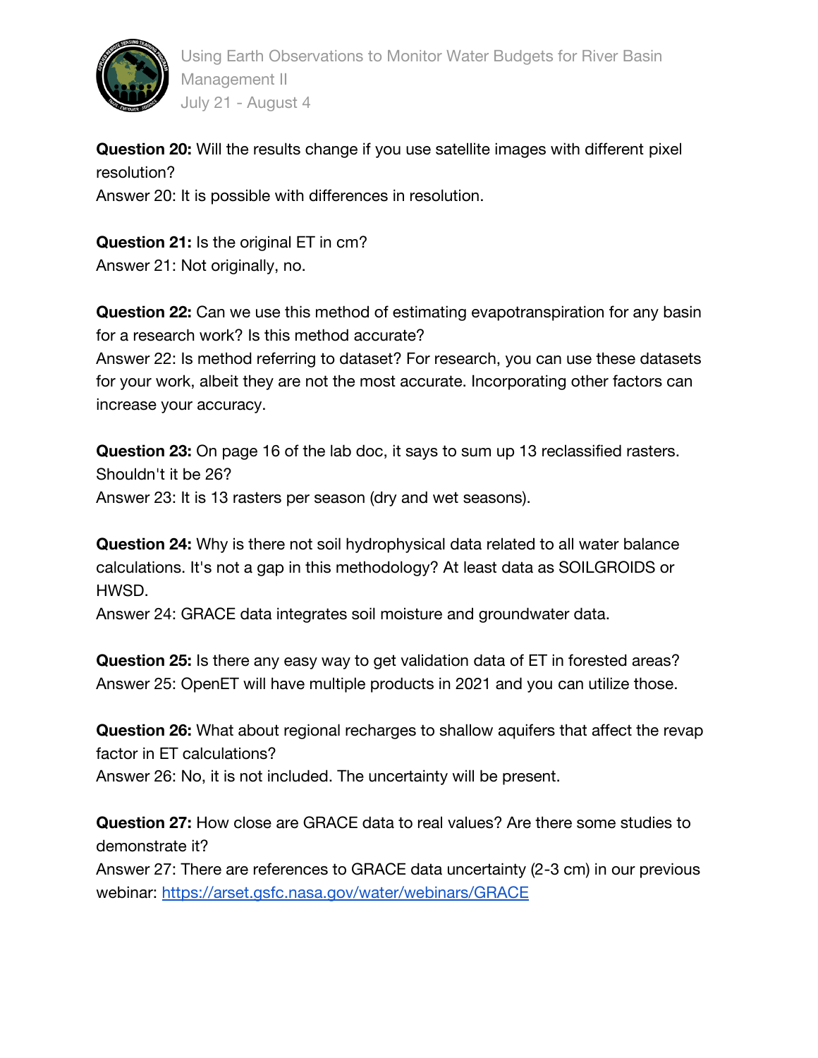**Question 20:** Will the results change if you use satellite images with different pixel resolution?
Answer 20: It is possible with differences in resolution.

**Question 21:** Is the original ET in cm?
Answer 21: Not originally, no.

**Question 22:** Can we use this method of estimating evapotranspiration for any basin for a research work? Is this method accurate?
Answer 22: Is method referring to dataset? For research, you can use these datasets for your work, albeit they are not the most accurate. Incorporating other factors can increase your accuracy.

**Question 23:** On page 16 of the lab doc, it says to sum up 13 reclassified rasters. Shouldn't it be 26?
Answer 23: It is 13 rasters per season (dry and wet seasons).

**Question 24:** Why is there not soil hydrophysical data related to all water balance calculations. It's not a gap in this methodology? At least data as SOILGROIDS or HWSD.
Answer 24: GRACE data integrates soil moisture and groundwater data.

**Question 25:** Is there any easy way to get validation data of ET in forested areas?
Answer 25: OpenET will have multiple products in 2021 and you can utilize those.

**Question 26:** What about regional recharges to shallow aquifers that affect the revap factor in ET calculations?
Answer 26: No, it is not included. The uncertainty will be present.

**Question 27:** How close are GRACE data to real values? Are there some studies to demonstrate it?
Answer 27: There are references to GRACE data uncertainty (2-3 cm) in our previous webinar: https://arset.gsfc.nasa.gov/water/webinars/GRACE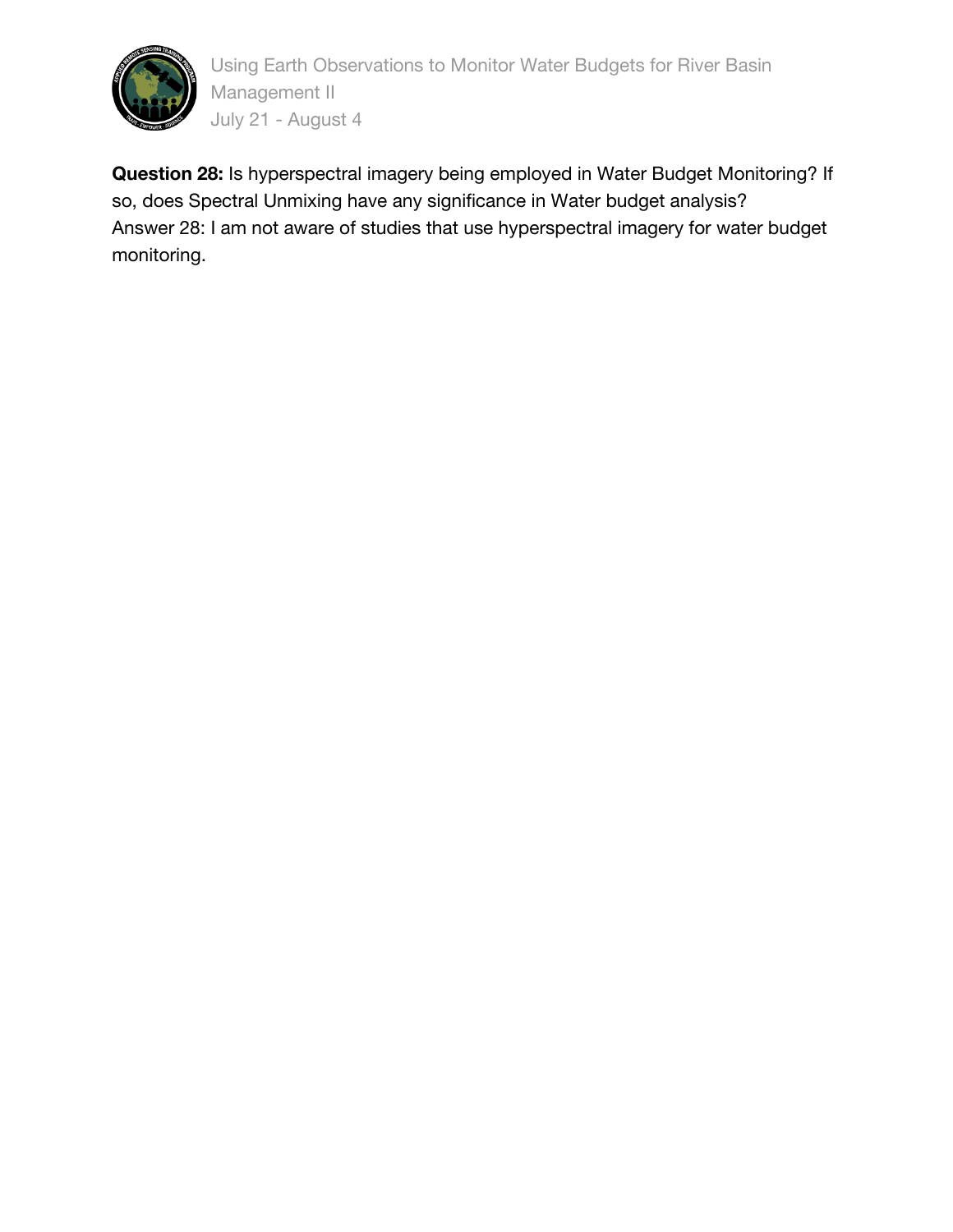**Question 28:** Is hyperspectral imagery being employed in Water Budget Monitoring? If so, does Spectral Unmixing have any significance in Water budget analysis?
Answer 28: I am not aware of studies that use hyperspectral imagery for water budget monitoring.